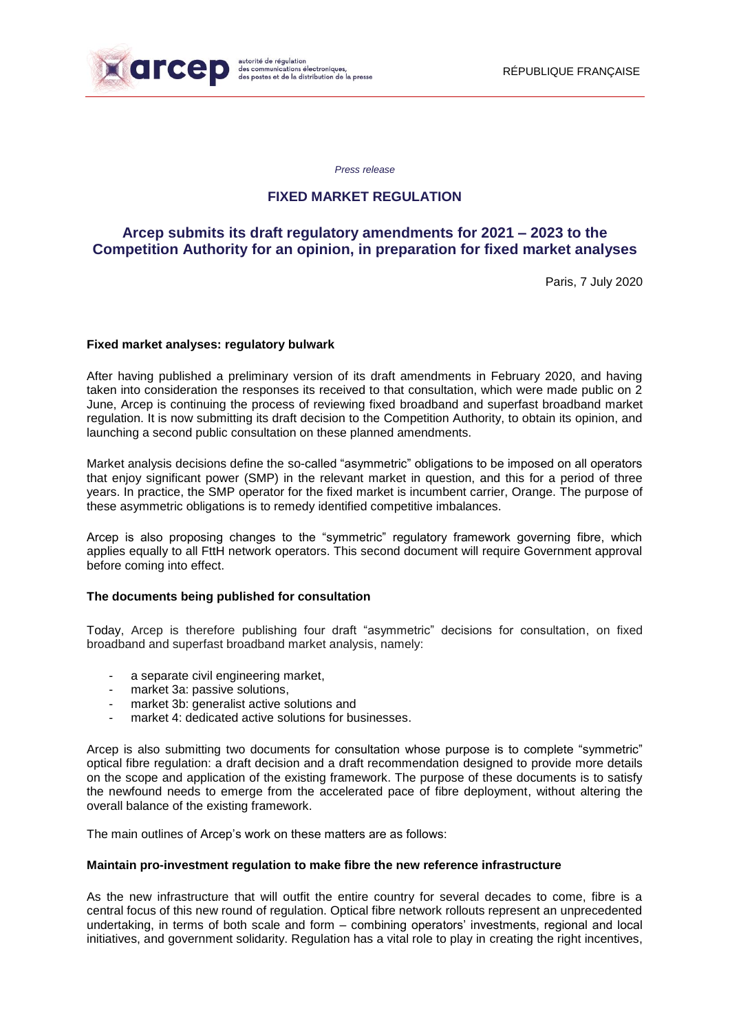*Press release*

**FIXED MARKET REGULATION**

# Arcep submits its draft regulatory amendments for 2021 – 2023 to the Competition Authority for an opinion, in preparation for fixed market analyses

Paris, 7 July 2020

**Fixed market analyses: regulatory bulwark**

After having published a preliminary version of its draft amendments in February 2020, and having taken into consideration the responses its received to that consultation, which were made public on 2 June, Arcep is continuing the process of reviewing fixed broadband and superfast broadband market regulation. It is now submitting its draft decision to the Competition Authority, to obtain its opinion, and launching a second public consultation on these planned amendments.

Market analysis decisions define the so-called "asymmetric" obligations to be imposed on all operators that enjoy significant power (SMP) in the relevant market in question, and this for a period of three years. In practice, the SMP operator for the fixed market is incumbent carrier, Orange. The purpose of these asymmetric obligations is to remedy identified competitive imbalances.

Arcep is also proposing changes to the "symmetric" regulatory framework governing fibre, which applies equally to all FttH network operators. This second document will require Government approval before coming into effect.

**The documents being published for consultation**

Today, Arcep is therefore publishing four draft "asymmetric" decisions for consultation, on fixed broadband and superfast broadband market analysis, namely:

- a separate civil engineering market,
- market 3a: passive solutions,
- market 3b: generalist active solutions and
- market 4: dedicated active solutions for businesses.

Arcep is also submitting two documents for consultation whose purpose is to complete "symmetric" optical fibre regulation: a draft decision and a draft recommendation designed to provide more details on the scope and application of the existing framework. The purpose of these documents is to satisfy the newfound needs to emerge from the accelerated pace of fibre deployment, without altering the overall balance of the existing framework.

The main outlines of Arcep's work on these matters are as follows:

**Maintain pro-investment regulation to make fibre the new reference infrastructure**

As the new infrastructure that will outfit the entire country for several decades to come, fibre is a central focus of this new round of regulation. Optical fibre network rollouts represent an unprecedented undertaking, in terms of both scale and form – combining operators' investments, regional and local initiatives, and government solidarity. Regulation has a vital role to play in creating the right incentives,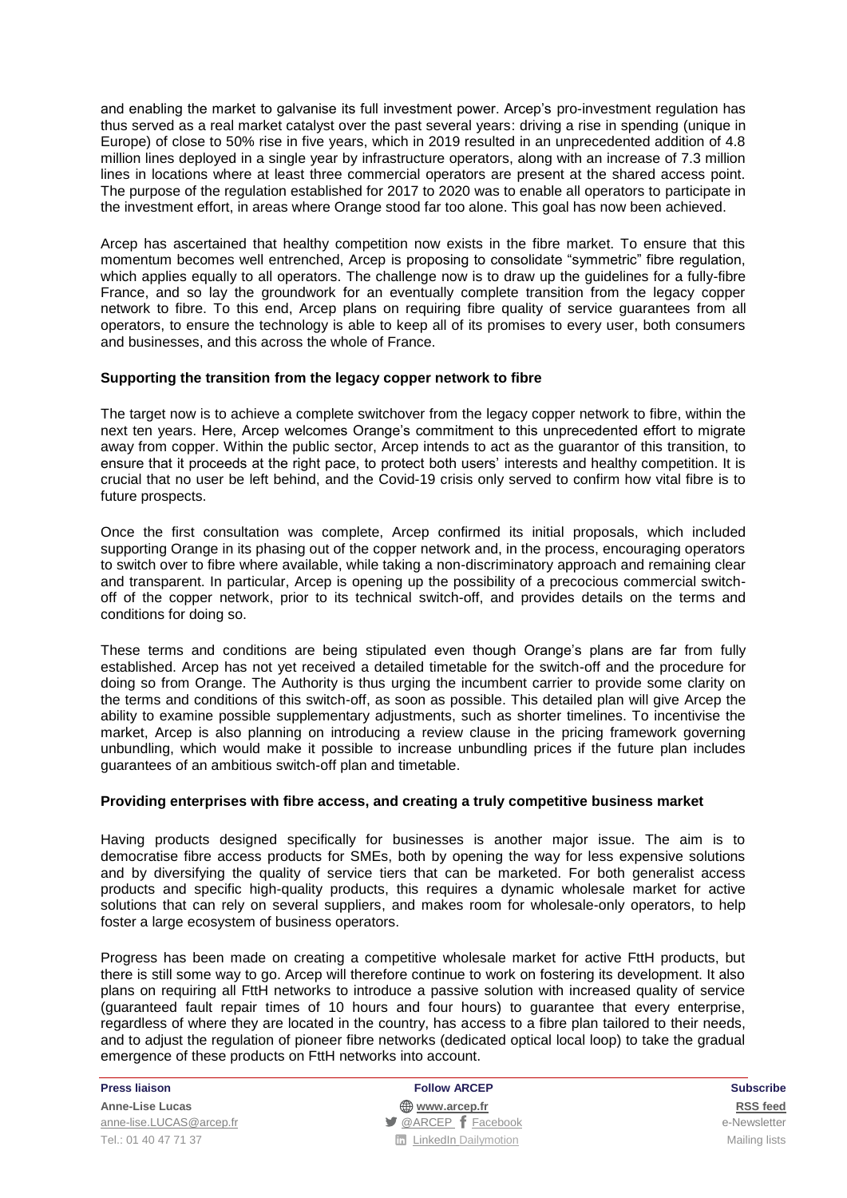and enabling the market to galvanise its full investment power. Arcep's pro-investment regulation has thus served as a real market catalyst over the past several years: driving a rise in spending (unique in Europe) of close to 50% rise in five years, which in 2019 resulted in an unprecedented addition of 4.8 million lines deployed in a single year by infrastructure operators, along with an increase of 7.3 million lines in locations where at least three commercial operators are present at the shared access point. The purpose of the regulation established for 2017 to 2020 was to enable all operators to participate in the investment effort, in areas where Orange stood far too alone. This goal has now been achieved.

Arcep has ascertained that healthy competition now exists in the fibre market. To ensure that this momentum becomes well entrenched, Arcep is proposing to consolidate "symmetric" fibre regulation, which applies equally to all operators. The challenge now is to draw up the guidelines for a fully-fibre France, and so lay the groundwork for an eventually complete transition from the legacy copper network to fibre. To this end, Arcep plans on requiring fibre quality of service guarantees from all operators, to ensure the technology is able to keep all of its promises to every user, both consumers and businesses, and this across the whole of France.

**Supporting the transition from the legacy copper network to fibre**

The target now is to achieve a complete switchover from the legacy copper network to fibre, within the next ten years. Here, Arcep welcomes Orange's commitment to this unprecedented effort to migrate away from copper. Within the public sector, Arcep intends to act as the guarantor of this transition, to ensure that it proceeds at the right pace, to protect both users' interests and healthy competition. It is crucial that no user be left behind, and the Covid-19 crisis only served to confirm how vital fibre is to future prospects.

Once the first consultation was complete, Arcep confirmed its initial proposals, which included supporting Orange in its phasing out of the copper network and, in the process, encouraging operators to switch over to fibre where available, while taking a non-discriminatory approach and remaining clear and transparent. In particular, Arcep is opening up the possibility of a precocious commercial switch-off of the copper network, prior to its technical switch-off, and provides details on the terms and conditions for doing so.

These terms and conditions are being stipulated even though Orange's plans are far from fully established. Arcep has not yet received a detailed timetable for the switch-off and the procedure for doing so from Orange. The Authority is thus urging the incumbent carrier to provide some clarity on the terms and conditions of this switch-off, as soon as possible. This detailed plan will give Arcep the ability to examine possible supplementary adjustments, such as shorter timelines. To incentivise the market, Arcep is also planning on introducing a review clause in the pricing framework governing unbundling, which would make it possible to increase unbundling prices if the future plan includes guarantees of an ambitious switch-off plan and timetable.

**Providing enterprises with fibre access, and creating a truly competitive business market**

Having products designed specifically for businesses is another major issue. The aim is to democratise fibre access products for SMEs, both by opening the way for less expensive solutions and by diversifying the quality of service tiers that can be marketed. For both generalist access products and specific high-quality products, this requires a dynamic wholesale market for active solutions that can rely on several suppliers, and makes room for wholesale-only operators, to help foster a large ecosystem of business operators.

Progress has been made on creating a competitive wholesale market for active FttH products, but there is still some way to go. Arcep will therefore continue to work on fostering its development. It also plans on requiring all FttH networks to introduce a passive solution with increased quality of service (guaranteed fault repair times of 10 hours and four hours) to guarantee that every enterprise, regardless of where they are located in the country, has access to a fibre plan tailored to their needs, and to adjust the regulation of pioneer fibre networks (dedicated optical local loop) to take the gradual emergence of these products on FttH networks into account.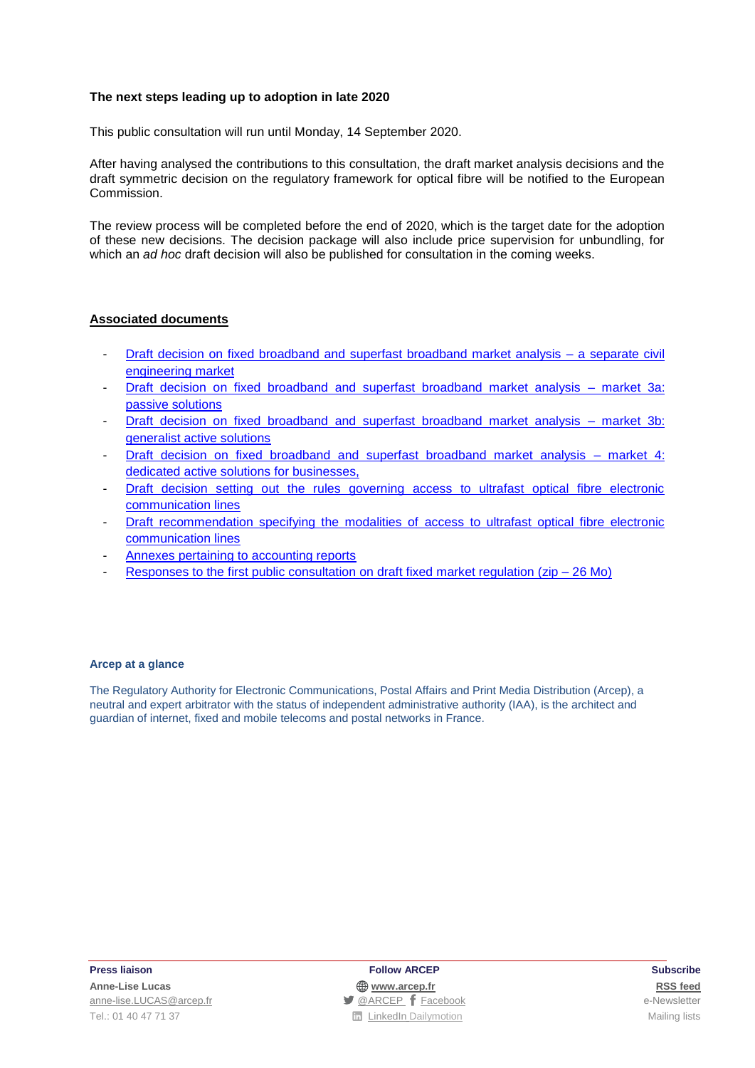**The next steps leading up to adoption in late 2020**

This public consultation will run until Monday, 14 September 2020.

After having analysed the contributions to this consultation, the draft market analysis decisions and the draft symmetric decision on the regulatory framework for optical fibre will be notified to the European Commission.

The review process will be completed before the end of 2020, which is the target date for the adoption of these new decisions. The decision package will also include price supervision for unbundling, for which an *ad hoc* draft decision will also be published for consultation in the coming weeks.

**Associated documents**

- Draft decision on fixed broadband and superfast broadband market analysis – a separate civil engineering market
- Draft decision on fixed broadband and superfast broadband market analysis – market 3a: passive solutions
- Draft decision on fixed broadband and superfast broadband market analysis – market 3b: generalist active solutions
- Draft decision on fixed broadband and superfast broadband market analysis – market 4: dedicated active solutions for businesses,
- Draft decision setting out the rules governing access to ultrafast optical fibre electronic communication lines
- Draft recommendation specifying the modalities of access to ultrafast optical fibre electronic communication lines
- Annexes pertaining to accounting reports
- Responses to the first public consultation on draft fixed market regulation (zip – 26 Mo)

**Arcep at a glance**

The Regulatory Authority for Electronic Communications, Postal Affairs and Print Media Distribution (Arcep), a neutral and expert arbitrator with the status of independent administrative authority (IAA), is the architect and guardian of internet, fixed and mobile telecoms and postal networks in France.

**Press liaison**
**Anne-Lise Lucas**
anne-lise.LUCAS@arcep.fr
Tel.: 01 40 47 71 37

**Follow ARCEP**
**www.arcep.fr**
@ARCEP Facebook
LinkedIn Dailymotion

**Subscribe**
**RSS feed**
e-Newsletter
Mailing lists